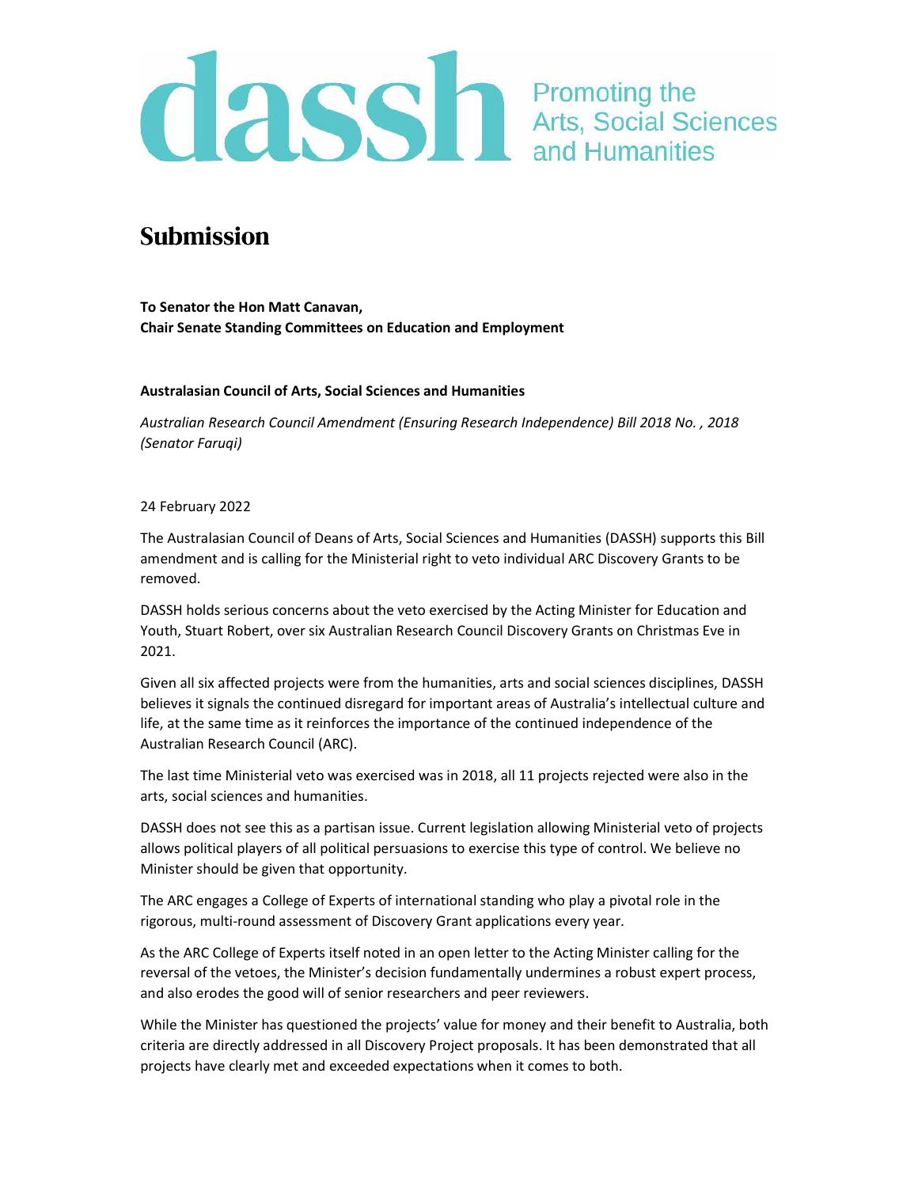dassh Promoting the Arts, Social Sciences and Humanities

# Submission

**To Senator the Hon Matt Canavan,**
**Chair Senate Standing Committees on Education and Employment**

**Australasian Council of Arts, Social Sciences and Humanities**

*Australian Research Council Amendment (Ensuring Research Independence) Bill 2018 No. , 2018 (Senator Faruqi)*

24 February 2022

The Australasian Council of Deans of Arts, Social Sciences and Humanities (DASSH) supports this Bill amendment and is calling for the Ministerial right to veto individual ARC Discovery Grants to be removed.

DASSH holds serious concerns about the veto exercised by the Acting Minister for Education and Youth, Stuart Robert, over six Australian Research Council Discovery Grants on Christmas Eve in 2021.

Given all six affected projects were from the humanities, arts and social sciences disciplines, DASSH believes it signals the continued disregard for important areas of Australia's intellectual culture and life, at the same time as it reinforces the importance of the continued independence of the Australian Research Council (ARC).

The last time Ministerial veto was exercised was in 2018, all 11 projects rejected were also in the arts, social sciences and humanities.

DASSH does not see this as a partisan issue. Current legislation allowing Ministerial veto of projects allows political players of all political persuasions to exercise this type of control. We believe no Minister should be given that opportunity.

The ARC engages a College of Experts of international standing who play a pivotal role in the rigorous, multi-round assessment of Discovery Grant applications every year.

As the ARC College of Experts itself noted in an open letter to the Acting Minister calling for the reversal of the vetoes, the Minister's decision fundamentally undermines a robust expert process, and also erodes the good will of senior researchers and peer reviewers.

While the Minister has questioned the projects' value for money and their benefit to Australia, both criteria are directly addressed in all Discovery Project proposals. It has been demonstrated that all projects have clearly met and exceeded expectations when it comes to both.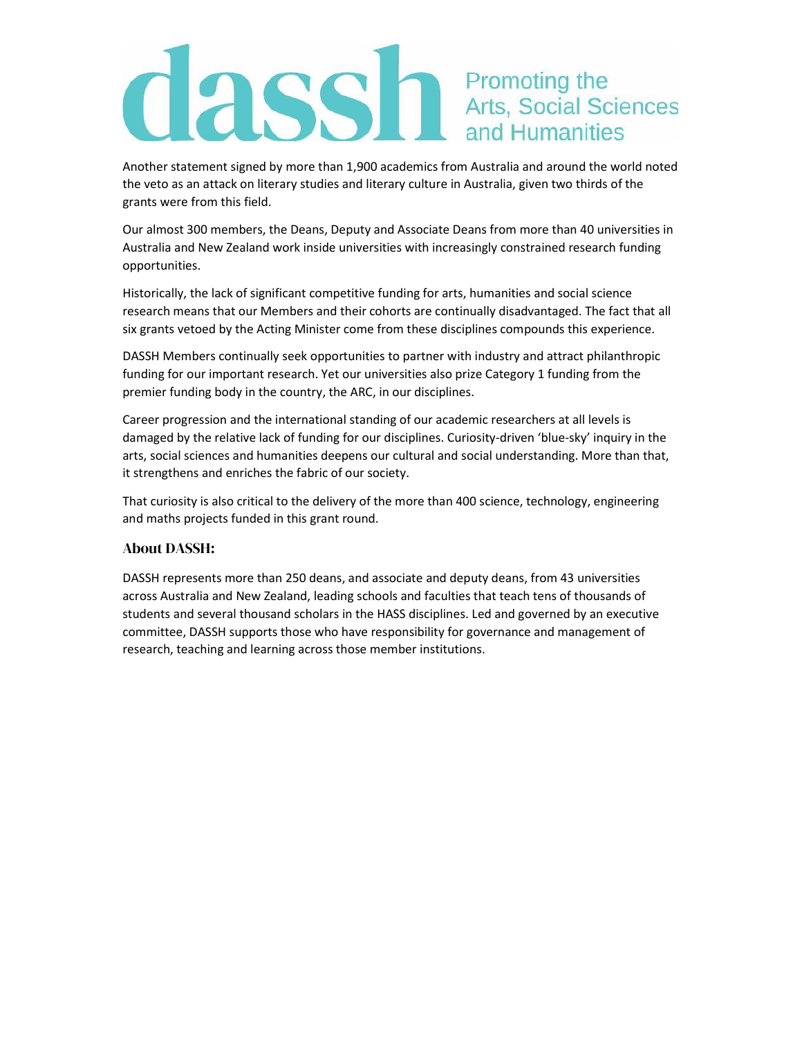Another statement signed by more than 1,900 academics from Australia and around the world noted the veto as an attack on literary studies and literary culture in Australia, given two thirds of the grants were from this field.

Our almost 300 members, the Deans, Deputy and Associate Deans from more than 40 universities in Australia and New Zealand work inside universities with increasingly constrained research funding opportunities.

Historically, the lack of significant competitive funding for arts, humanities and social science research means that our Members and their cohorts are continually disadvantaged. The fact that all six grants vetoed by the Acting Minister come from these disciplines compounds this experience.

DASSH Members continually seek opportunities to partner with industry and attract philanthropic funding for our important research. Yet our universities also prize Category 1 funding from the premier funding body in the country, the ARC, in our disciplines.

Career progression and the international standing of our academic researchers at all levels is damaged by the relative lack of funding for our disciplines. Curiosity-driven 'blue-sky' inquiry in the arts, social sciences and humanities deepens our cultural and social understanding. More than that, it strengthens and enriches the fabric of our society.

That curiosity is also critical to the delivery of the more than 400 science, technology, engineering and maths projects funded in this grant round.

### About DASSH:

DASSH represents more than 250 deans, and associate and deputy deans, from 43 universities across Australia and New Zealand, leading schools and faculties that teach tens of thousands of students and several thousand scholars in the HASS disciplines. Led and governed by an executive committee, DASSH supports those who have responsibility for governance and management of research, teaching and learning across those member institutions.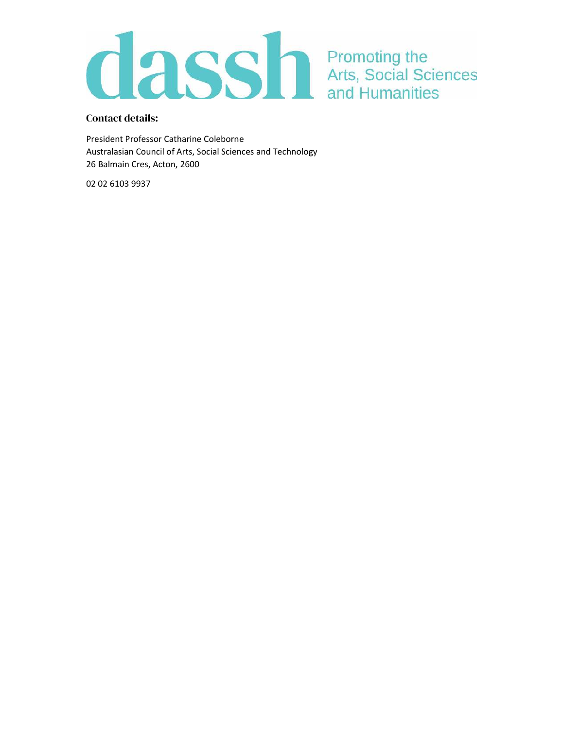dassh Promoting the Arts, Social Sciences and Humanities

**Contact details:**

President Professor Catharine Coleborne
Australasian Council of Arts, Social Sciences and Technology
26 Balmain Cres, Acton, 2600

02 02 6103 9937